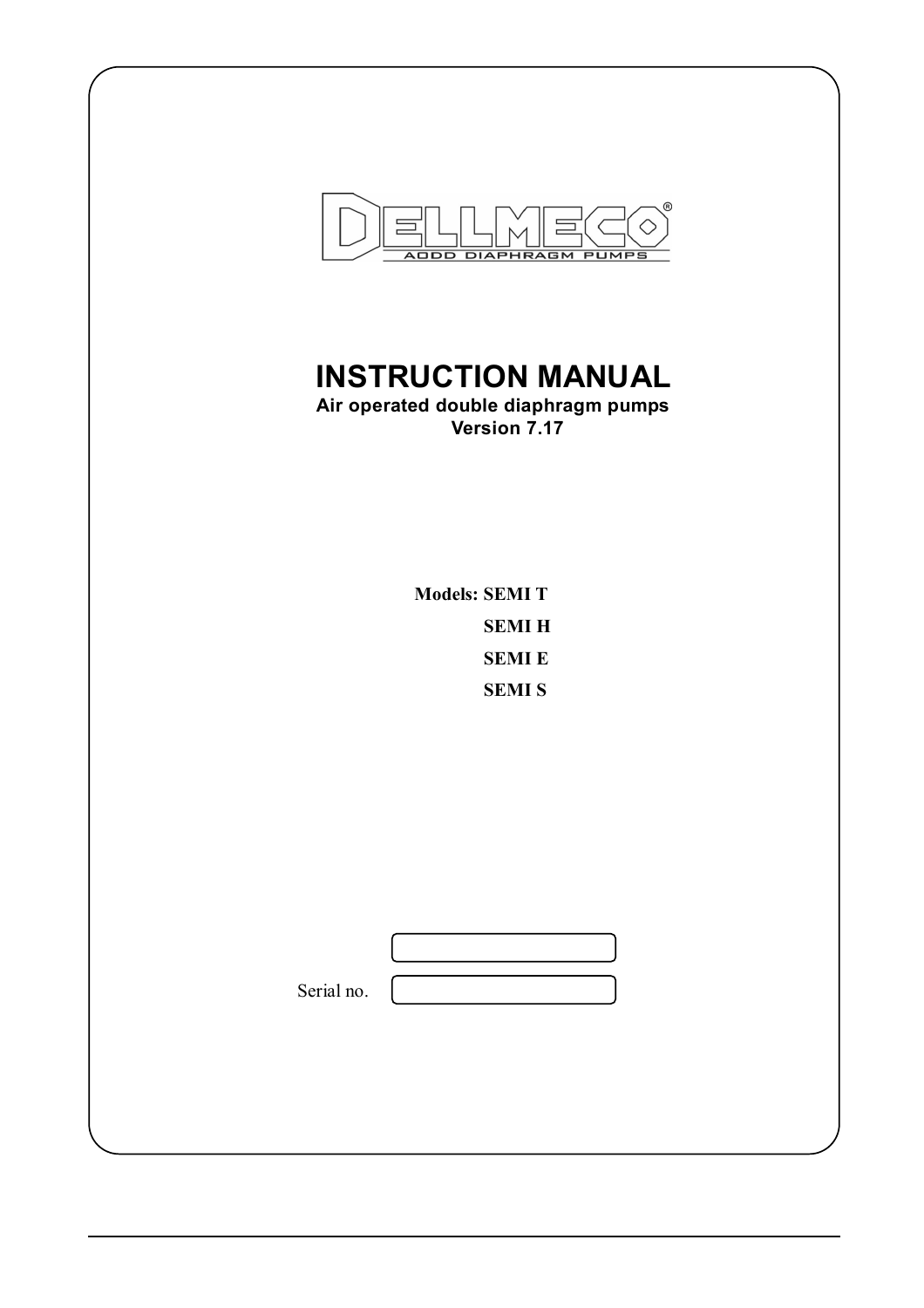DELLMECO®

AODD DIAPHRAGM PUMPS

# INSTRUCTION MANUAL

**Air operated double diaphragm pumps**
**Version 7.17**

**Models: SEMI T**
**SEMI H**
**SEMI E**
**SEMI S**

Serial no.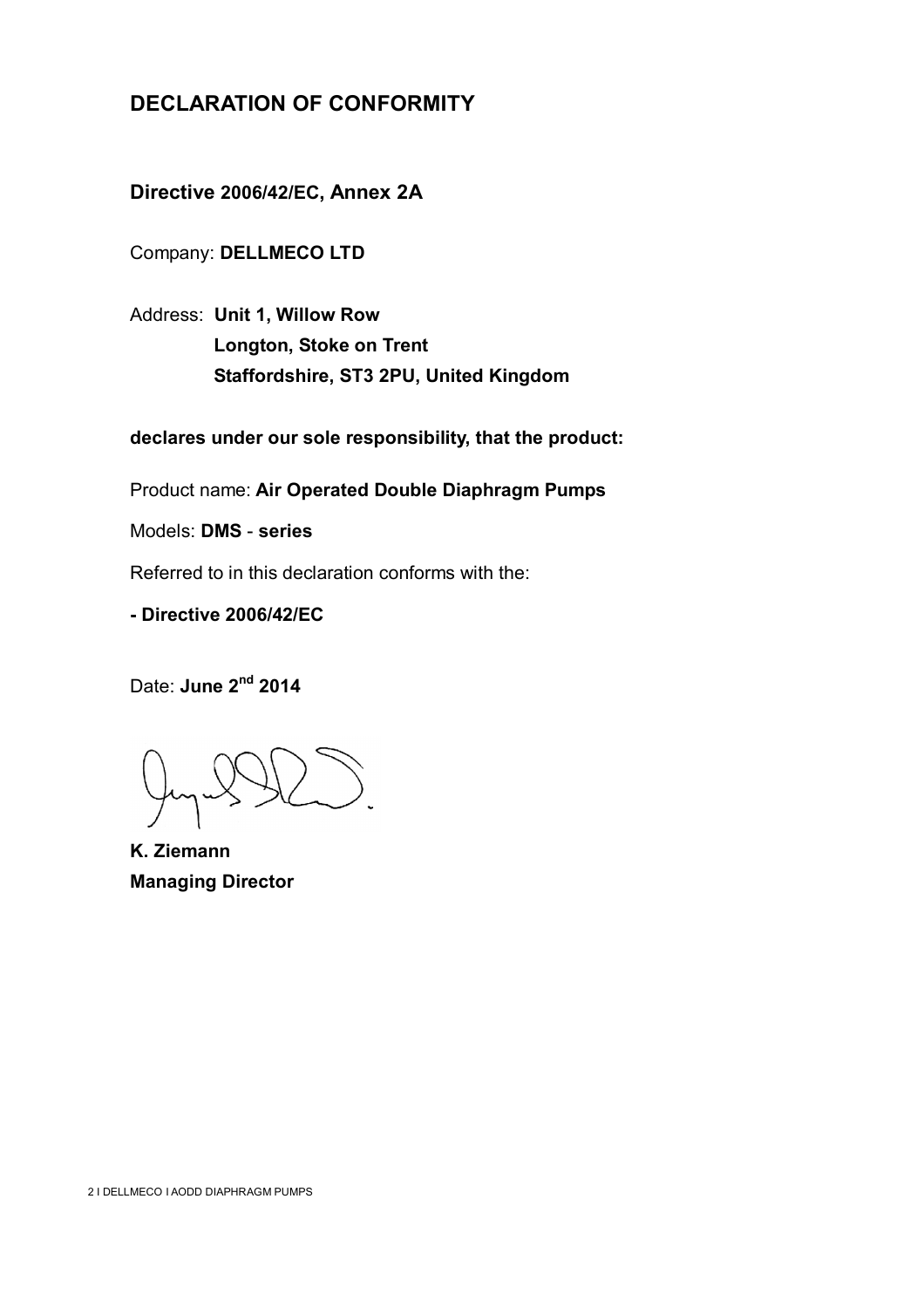## DECLARATION OF CONFORMITY

**Directive 2006/42/EC, Annex 2A**

Company: **DELLMECO LTD**

Address: **Unit 1, Willow Row**
**Longton, Stoke on Trent**
**Staffordshire, ST3 2PU, United Kingdom**

**declares under our sole responsibility, that the product:**

Product name: **Air Operated Double Diaphragm Pumps**

Models: **DMS** - **series**

Referred to in this declaration conforms with the:

**- Directive 2006/42/EC**

Date: **June 2nd 2014**

**K. Ziemann**
**Managing Director**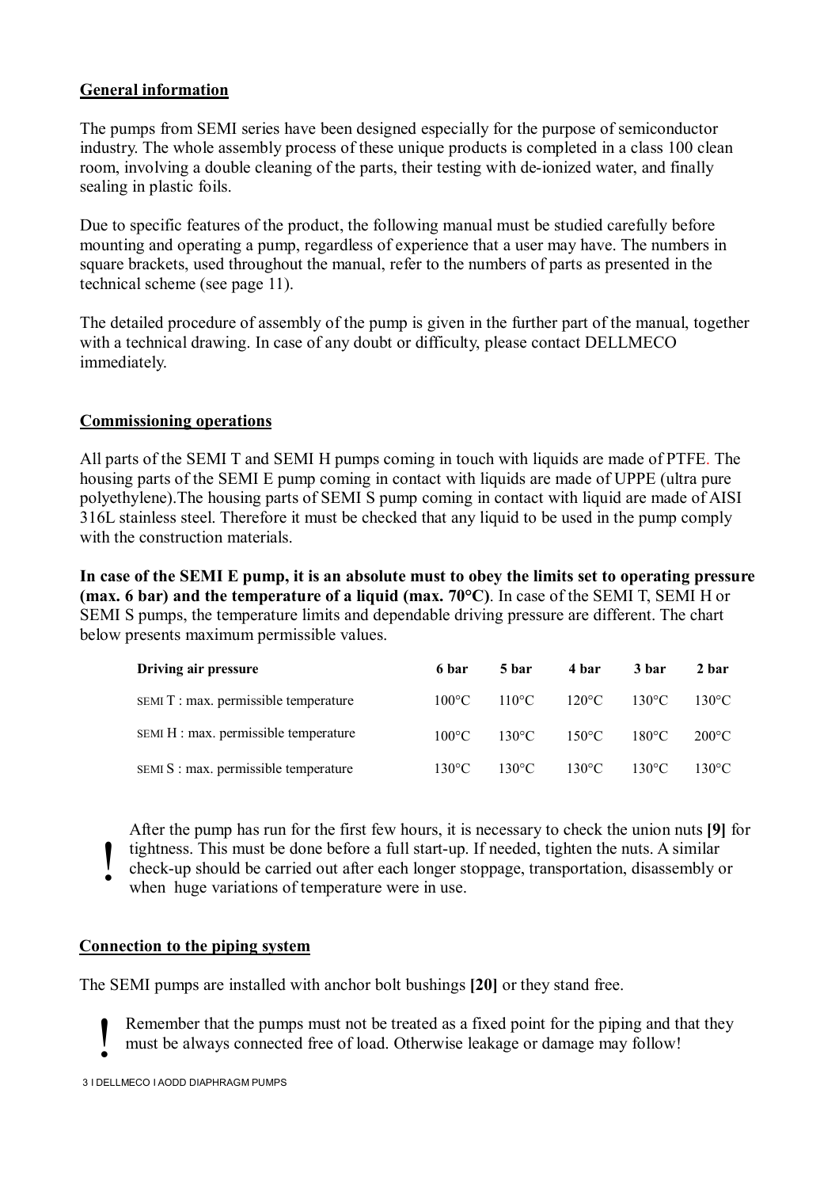## General information

The pumps from SEMI series have been designed especially for the purpose of semiconductor industry. The whole assembly process of these unique products is completed in a class 100 clean room, involving a double cleaning of the parts, their testing with de-ionized water, and finally sealing in plastic foils.

Due to specific features of the product, the following manual must be studied carefully before mounting and operating a pump, regardless of experience that a user may have. The numbers in square brackets, used throughout the manual, refer to the numbers of parts as presented in the technical scheme (see page 11).

The detailed procedure of assembly of the pump is given in the further part of the manual, together with a technical drawing. In case of any doubt or difficulty, please contact DELLMECO immediately.

## Commissioning operations

All parts of the SEMI T and SEMI H pumps coming in touch with liquids are made of PTFE. The housing parts of the SEMI E pump coming in contact with liquids are made of UPPE (ultra pure polyethylene).The housing parts of SEMI S pump coming in contact with liquid are made of AISI 316L stainless steel. Therefore it must be checked that any liquid to be used in the pump comply with the construction materials.

**In case of the SEMI E pump, it is an absolute must to obey the limits set to operating pressure (max. 6 bar) and the temperature of a liquid (max. 70°C)**. In case of the SEMI T, SEMI H or SEMI S pumps, the temperature limits and dependable driving pressure are different. The chart below presents maximum permissible values.

| Driving air pressure | 6 bar | 5 bar | 4 bar | 3 bar | 2 bar |
|---|---|---|---|---|---|
| SEMI T : max. permissible temperature | 100°C | 110°C | 120°C | 130°C | 130°C |
| SEMI H : max. permissible temperature | 100°C | 130°C | 150°C | 180°C | 200°C |
| SEMI S : max. permissible temperature | 130°C | 130°C | 130°C | 130°C | 130°C |

! After the pump has run for the first few hours, it is necessary to check the union nuts **[9]** for tightness. This must be done before a full start-up. If needed, tighten the nuts. A similar check-up should be carried out after each longer stoppage, transportation, disassembly or when huge variations of temperature were in use.

## Connection to the piping system

The SEMI pumps are installed with anchor bolt bushings **[20]** or they stand free.

! Remember that the pumps must not be treated as a fixed point for the piping and that they must be always connected free of load. Otherwise leakage or damage may follow!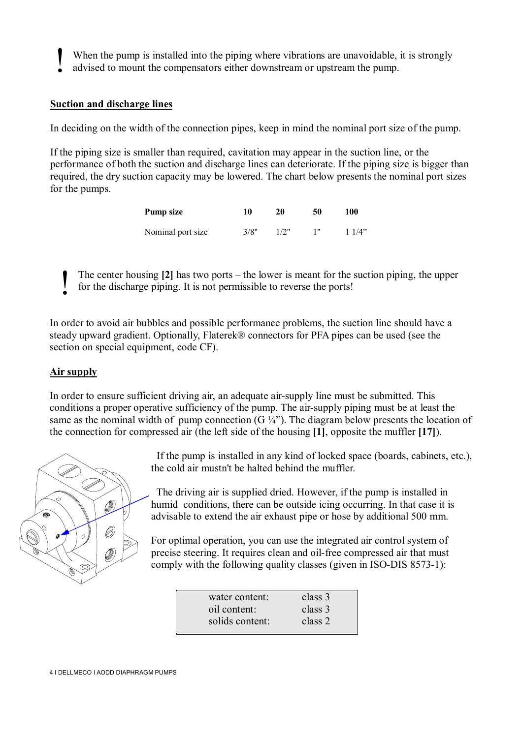! When the pump is installed into the piping where vibrations are unavoidable, it is strongly advised to mount the compensators either downstream or upstream the pump.

## Suction and discharge lines

In deciding on the width of the connection pipes, keep in mind the nominal port size of the pump.

If the piping size is smaller than required, cavitation may appear in the suction line, or the performance of both the suction and discharge lines can deteriorate. If the piping size is bigger than required, the dry suction capacity may be lowered. The chart below presents the nominal port sizes for the pumps.

| **Pump size** | **10** | **20** | **50** | **100** |
|---|---|---|---|---|
| Nominal port size | 3/8" | 1/2" | 1" | 1 1/4" |

! The center housing **[2]** has two ports – the lower is meant for the suction piping, the upper for the discharge piping. It is not permissible to reverse the ports!

In order to avoid air bubbles and possible performance problems, the suction line should have a steady upward gradient. Optionally, Flaterek® connectors for PFA pipes can be used (see the section on special equipment, code CF).

## Air supply

In order to ensure sufficient driving air, an adequate air-supply line must be submitted. This conditions a proper operative sufficiency of the pump. The air-supply piping must be at least the same as the nominal width of pump connection (G ¼"). The diagram below presents the location of the connection for compressed air (the left side of the housing **[1]**, opposite the muffler **[17]**).

If the pump is installed in any kind of locked space (boards, cabinets, etc.), the cold air mustn't be halted behind the muffler.

The driving air is supplied dried. However, if the pump is installed in humid conditions, there can be outside icing occurring. In that case it is advisable to extend the air exhaust pipe or hose by additional 500 mm.

For optimal operation, you can use the integrated air control system of precise steering. It requires clean and oil-free compressed air that must comply with the following quality classes (given in ISO-DIS 8573-1):

| | |
|---|---|
| water content: | class 3 |
| oil content: | class 3 |
| solids content: | class 2 |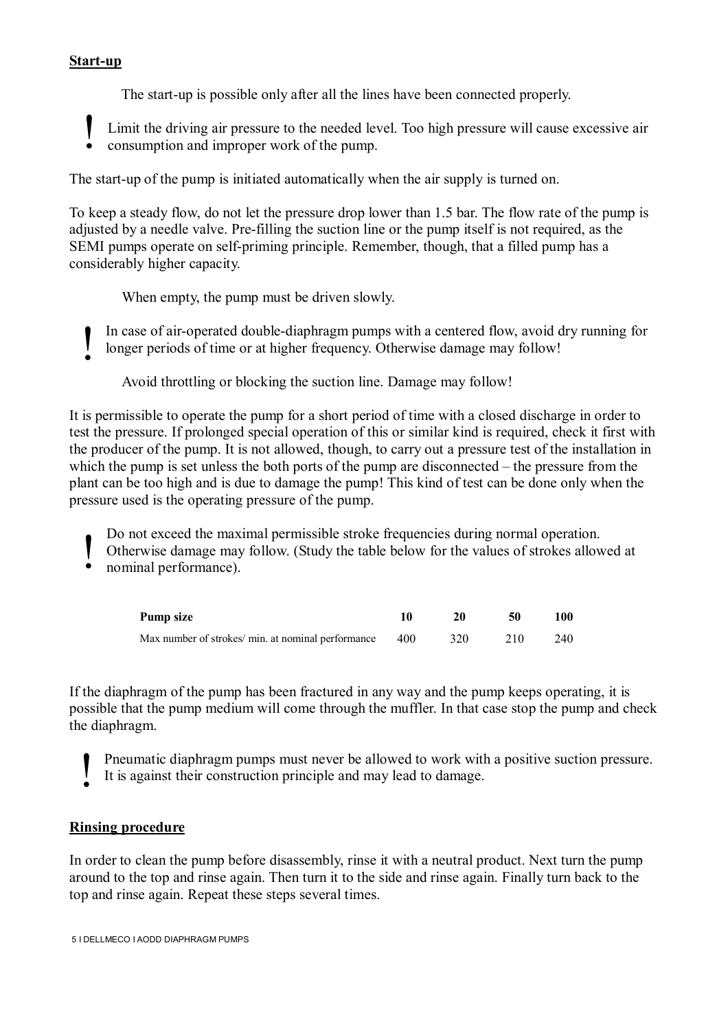**Start-up**

The start-up is possible only after all the lines have been connected properly.

! Limit the driving air pressure to the needed level. Too high pressure will cause excessive air consumption and improper work of the pump.

The start-up of the pump is initiated automatically when the air supply is turned on.

To keep a steady flow, do not let the pressure drop lower than 1.5 bar. The flow rate of the pump is adjusted by a needle valve. Pre-filling the suction line or the pump itself is not required, as the SEMI pumps operate on self-priming principle. Remember, though, that a filled pump has a considerably higher capacity.

When empty, the pump must be driven slowly.

! In case of air-operated double-diaphragm pumps with a centered flow, avoid dry running for longer periods of time or at higher frequency. Otherwise damage may follow!

Avoid throttling or blocking the suction line. Damage may follow!

It is permissible to operate the pump for a short period of time with a closed discharge in order to test the pressure. If prolonged special operation of this or similar kind is required, check it first with the producer of the pump. It is not allowed, though, to carry out a pressure test of the installation in which the pump is set unless the both ports of the pump are disconnected – the pressure from the plant can be too high and is due to damage the pump! This kind of test can be done only when the pressure used is the operating pressure of the pump.

! Do not exceed the maximal permissible stroke frequencies during normal operation. Otherwise damage may follow. (Study the table below for the values of strokes allowed at nominal performance).

| **Pump size** | **10** | **20** | **50** | **100** |
|---|---|---|---|---|
| Max number of strokes/ min. at nominal performance | 400 | 320 | 210 | 240 |

If the diaphragm of the pump has been fractured in any way and the pump keeps operating, it is possible that the pump medium will come through the muffler. In that case stop the pump and check the diaphragm.

! Pneumatic diaphragm pumps must never be allowed to work with a positive suction pressure. It is against their construction principle and may lead to damage.

**Rinsing procedure**

In order to clean the pump before disassembly, rinse it with a neutral product. Next turn the pump around to the top and rinse again. Then turn it to the side and rinse again. Finally turn back to the top and rinse again. Repeat these steps several times.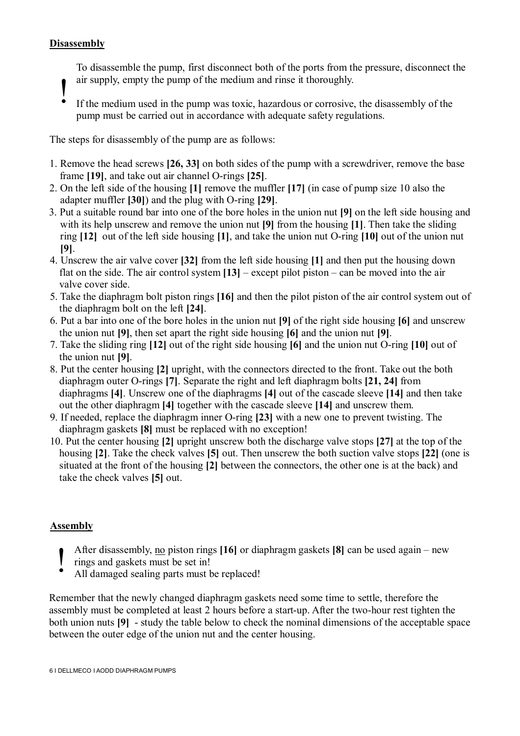## Disassembly

> **!** To disassemble the pump, first disconnect both of the ports from the pressure, disconnect the air supply, empty the pump of the medium and rinse it thoroughly.
>
> If the medium used in the pump was toxic, hazardous or corrosive, the disassembly of the pump must be carried out in accordance with adequate safety regulations.

The steps for disassembly of the pump are as follows:

1. Remove the head screws **[26, 33]** on both sides of the pump with a screwdriver, remove the base frame **[19]**, and take out air channel O-rings **[25]**.
2. On the left side of the housing **[1]** remove the muffler **[17]** (in case of pump size 10 also the adapter muffler **[30]**) and the plug with O-ring **[29]**.
3. Put a suitable round bar into one of the bore holes in the union nut **[9]** on the left side housing and with its help unscrew and remove the union nut **[9]** from the housing **[1]**. Then take the sliding ring **[12]** out of the left side housing **[1]**, and take the union nut O-ring **[10]** out of the union nut **[9]**.
4. Unscrew the air valve cover **[32]** from the left side housing **[1]** and then put the housing down flat on the side. The air control system **[13]** – except pilot piston – can be moved into the air valve cover side.
5. Take the diaphragm bolt piston rings **[16]** and then the pilot piston of the air control system out of the diaphragm bolt on the left **[24]**.
6. Put a bar into one of the bore holes in the union nut **[9]** of the right side housing **[6]** and unscrew the union nut **[9]**, then set apart the right side housing **[6]** and the union nut **[9]**.
7. Take the sliding ring **[12]** out of the right side housing **[6]** and the union nut O-ring **[10]** out of the union nut **[9]**.
8. Put the center housing **[2]** upright, with the connectors directed to the front. Take out the both diaphragm outer O-rings **[7]**. Separate the right and left diaphragm bolts **[21, 24]** from diaphragms **[4]**. Unscrew one of the diaphragms **[4]** out of the cascade sleeve **[14]** and then take out the other diaphragm **[4]** together with the cascade sleeve **[14]** and unscrew them.
9. If needed, replace the diaphragm inner O-ring **[23]** with a new one to prevent twisting. The diaphragm gaskets **[8]** must be replaced with no exception!
10. Put the center housing **[2]** upright unscrew both the discharge valve stops **[27]** at the top of the housing **[2]**. Take the check valves **[5]** out. Then unscrew the both suction valve stops **[22]** (one is situated at the front of the housing **[2]** between the connectors, the other one is at the back) and take the check valves **[5]** out.

## Assembly

> **!** After disassembly, <u>no</u> piston rings **[16]** or diaphragm gaskets **[8]** can be used again – new rings and gaskets must be set in!
> All damaged sealing parts must be replaced!

Remember that the newly changed diaphragm gaskets need some time to settle, therefore the assembly must be completed at least 2 hours before a start-up. After the two-hour rest tighten the both union nuts **[9]** - study the table below to check the nominal dimensions of the acceptable space between the outer edge of the union nut and the center housing.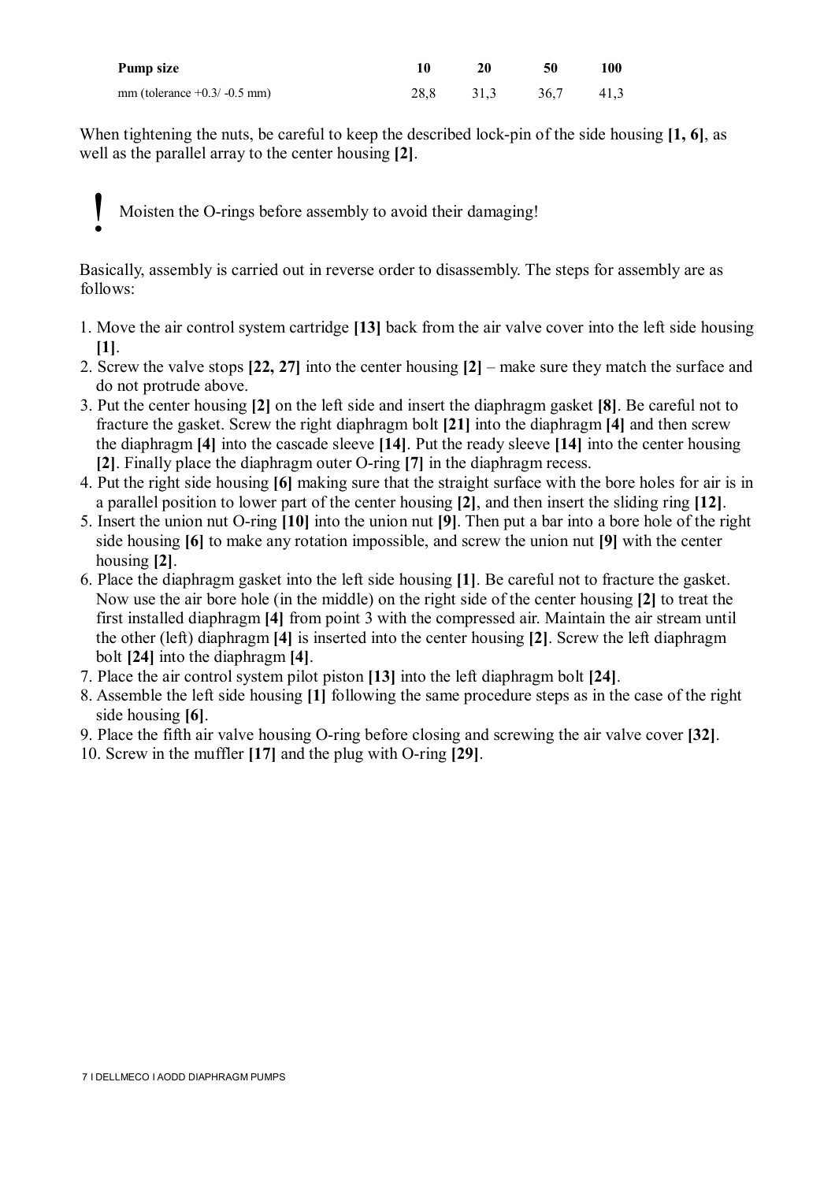| Pump size | 10 | 20 | 50 | 100 |
| --- | --- | --- | --- | --- |
| mm (tolerance +0.3/ -0.5 mm) | 28,8 | 31,3 | 36,7 | 41,3 |

When tightening the nuts, be careful to keep the described lock-pin of the side housing **[1, 6]**, as well as the parallel array to the center housing **[2]**.

**!** Moisten the O-rings before assembly to avoid their damaging!

Basically, assembly is carried out in reverse order to disassembly. The steps for assembly are as follows:

1. Move the air control system cartridge **[13]** back from the air valve cover into the left side housing **[1]**.
2. Screw the valve stops **[22, 27]** into the center housing **[2]** – make sure they match the surface and do not protrude above.
3. Put the center housing **[2]** on the left side and insert the diaphragm gasket **[8]**. Be careful not to fracture the gasket. Screw the right diaphragm bolt **[21]** into the diaphragm **[4]** and then screw the diaphragm **[4]** into the cascade sleeve **[14]**. Put the ready sleeve **[14]** into the center housing **[2]**. Finally place the diaphragm outer O-ring **[7]** in the diaphragm recess.
4. Put the right side housing **[6]** making sure that the straight surface with the bore holes for air is in a parallel position to lower part of the center housing **[2]**, and then insert the sliding ring **[12]**.
5. Insert the union nut O-ring **[10]** into the union nut **[9]**. Then put a bar into a bore hole of the right side housing **[6]** to make any rotation impossible, and screw the union nut **[9]** with the center housing **[2]**.
6. Place the diaphragm gasket into the left side housing **[1]**. Be careful not to fracture the gasket. Now use the air bore hole (in the middle) on the right side of the center housing **[2]** to treat the first installed diaphragm **[4]** from point 3 with the compressed air. Maintain the air stream until the other (left) diaphragm **[4]** is inserted into the center housing **[2]**. Screw the left diaphragm bolt **[24]** into the diaphragm **[4]**.
7. Place the air control system pilot piston **[13]** into the left diaphragm bolt **[24]**.
8. Assemble the left side housing **[1]** following the same procedure steps as in the case of the right side housing **[6]**.
9. Place the fifth air valve housing O-ring before closing and screwing the air valve cover **[32]**.
10. Screw in the muffler **[17]** and the plug with O-ring **[29]**.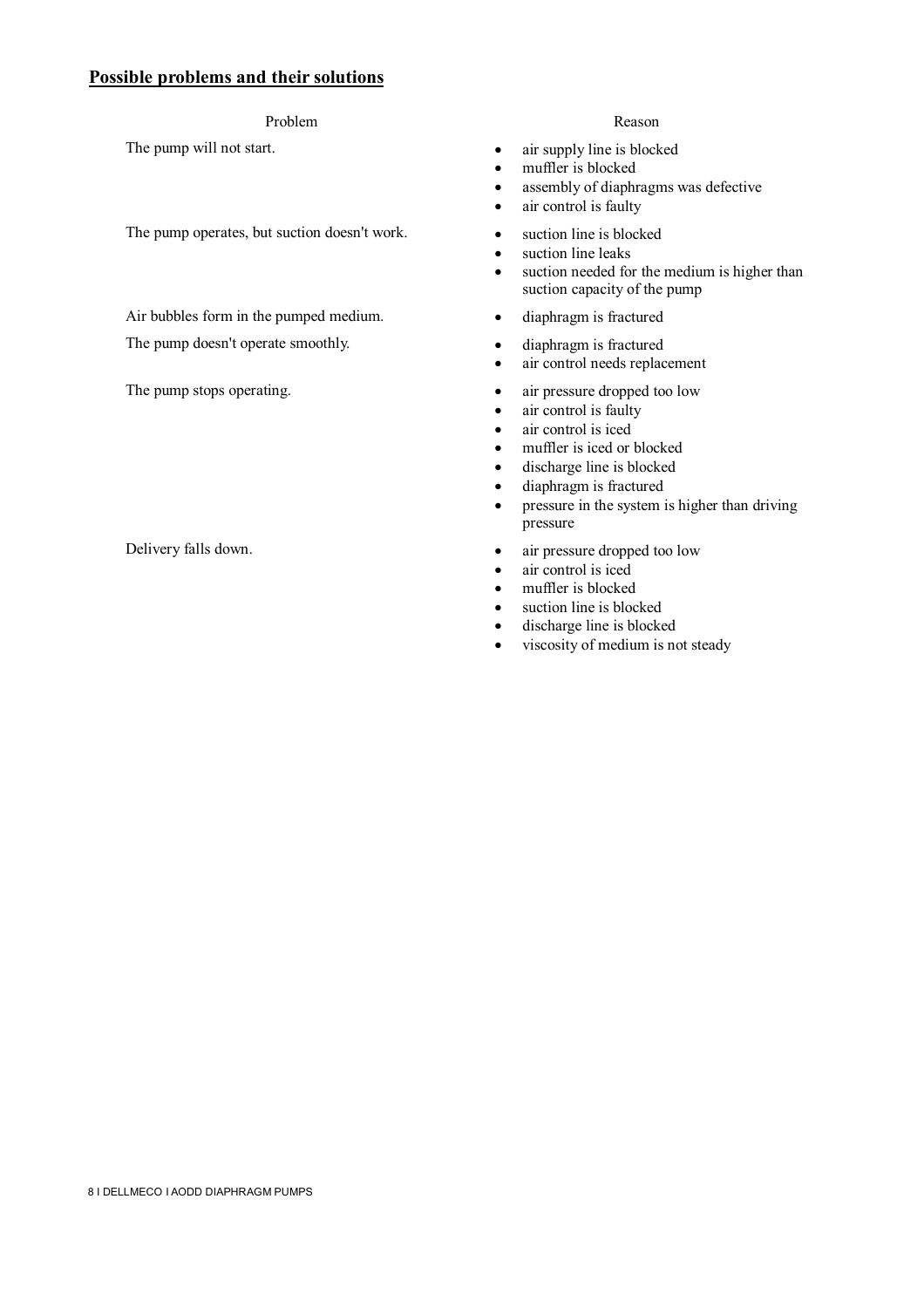## Possible problems and their solutions

| Problem | Reason |
|---|---|
| The pump will not start. | • air supply line is blocked<br>• muffler is blocked<br>• assembly of diaphragms was defective<br>• air control is faulty |
| The pump operates, but suction doesn't work. | • suction line is blocked<br>• suction line leaks<br>• suction needed for the medium is higher than suction capacity of the pump |
| Air bubbles form in the pumped medium. | • diaphragm is fractured |
| The pump doesn't operate smoothly. | • diaphragm is fractured<br>• air control needs replacement |
| The pump stops operating. | • air pressure dropped too low<br>• air control is faulty<br>• air control is iced<br>• muffler is iced or blocked<br>• discharge line is blocked<br>• diaphragm is fractured<br>• pressure in the system is higher than driving pressure |
| Delivery falls down. | • air pressure dropped too low<br>• air control is iced<br>• muffler is blocked<br>• suction line is blocked<br>• discharge line is blocked<br>• viscosity of medium is not steady |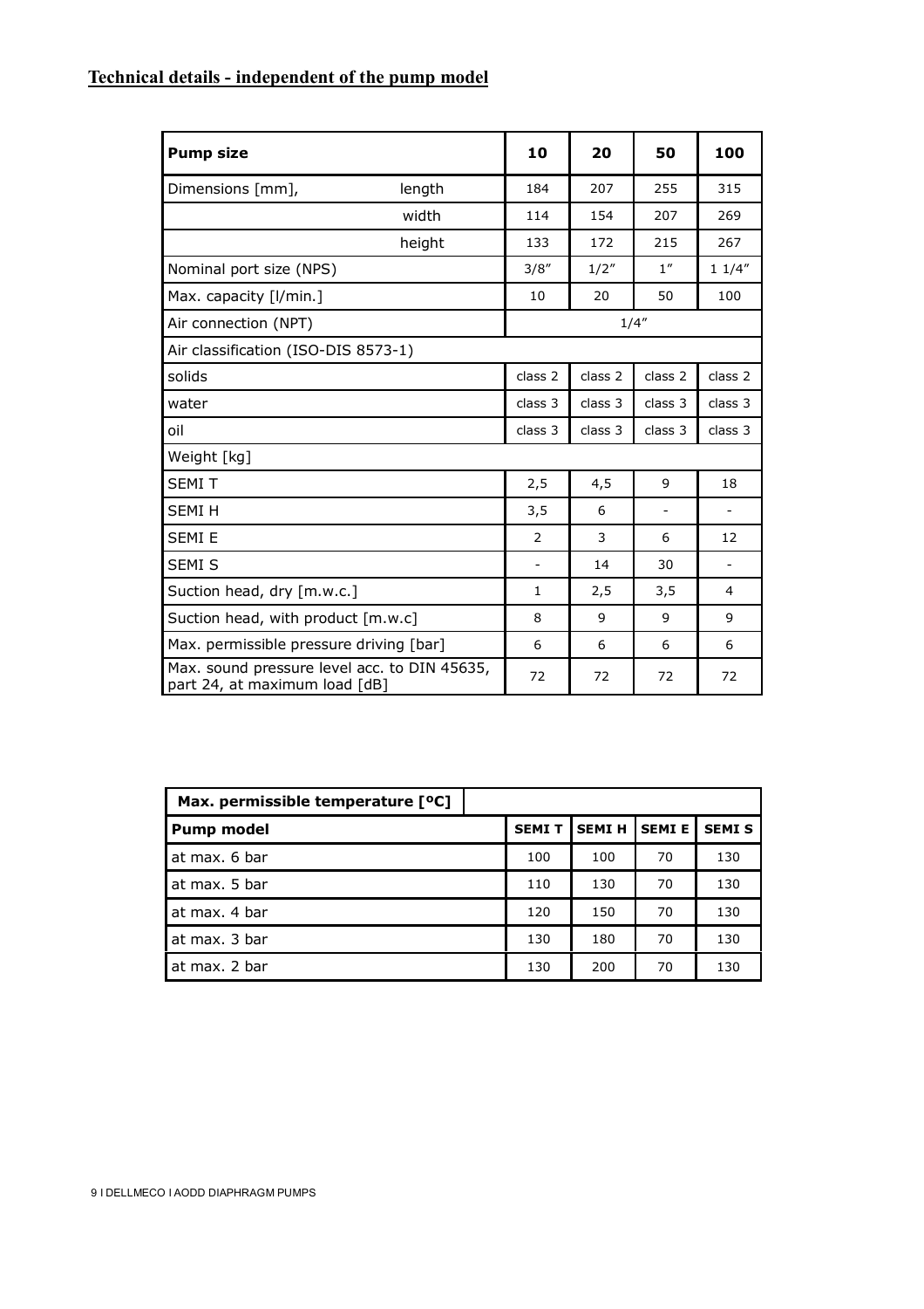## Technical details - independent of the pump model

| Pump size | | 10 | 20 | 50 | 100 |
|---|---|---|---|---|---|
| Dimensions [mm], | length | 184 | 207 | 255 | 315 |
| | width | 114 | 154 | 207 | 269 |
| | height | 133 | 172 | 215 | 267 |
| Nominal port size (NPS) | | 3/8″ | 1/2″ | 1″ | 1 1/4″ |
| Max. capacity [l/min.] | | 10 | 20 | 50 | 100 |
| Air connection (NPT) | | 1/4″ | | | |
| Air classification (ISO-DIS 8573-1) | | | | | |
| solids | | class 2 | class 2 | class 2 | class 2 |
| water | | class 3 | class 3 | class 3 | class 3 |
| oil | | class 3 | class 3 | class 3 | class 3 |
| Weight [kg] | | | | | |
| SEMI T | | 2,5 | 4,5 | 9 | 18 |
| SEMI H | | 3,5 | 6 | - | - |
| SEMI E | | 2 | 3 | 6 | 12 |
| SEMI S | | - | 14 | 30 | - |
| Suction head, dry [m.w.c.] | | 1 | 2,5 | 3,5 | 4 |
| Suction head, with product [m.w.c] | | 8 | 9 | 9 | 9 |
| Max. permissible pressure driving [bar] | | 6 | 6 | 6 | 6 |
| Max. sound pressure level acc. to DIN 45635, part 24, at maximum load [dB] | | 72 | 72 | 72 | 72 |

| Max. permissible temperature [ºC] | | | | |
|---|---|---|---|---|
| Pump model | SEMI T | SEMI H | SEMI E | SEMI S |
| at max. 6 bar | 100 | 100 | 70 | 130 |
| at max. 5 bar | 110 | 130 | 70 | 130 |
| at max. 4 bar | 120 | 150 | 70 | 130 |
| at max. 3 bar | 130 | 180 | 70 | 130 |
| at max. 2 bar | 130 | 200 | 70 | 130 |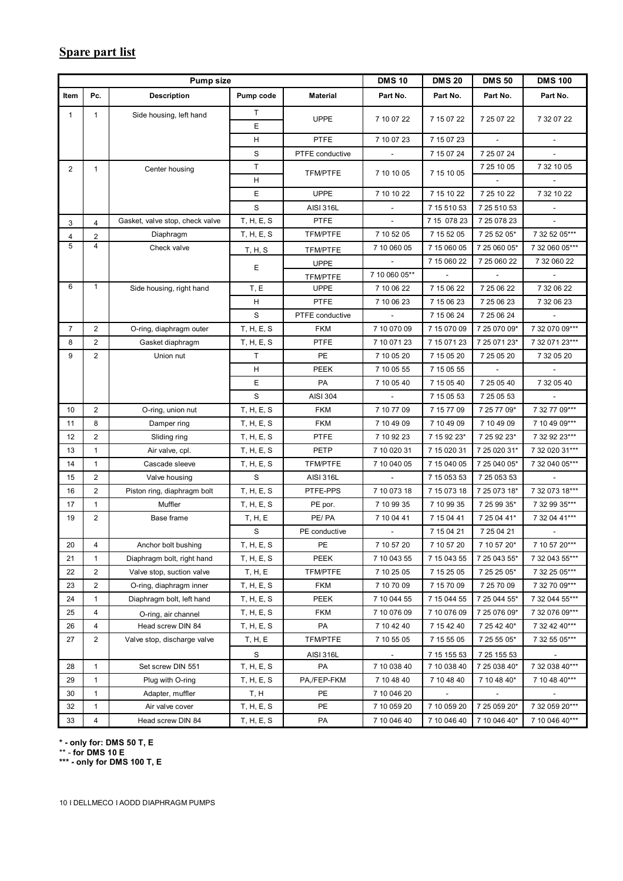## Spare part list

| Pump size | | | | | DMS 10 | DMS 20 | DMS 50 | DMS 100 |
|---|---|---|---|---|---|---|---|---|
| Item | Pc. | Description | Pump code | Material | Part No. | Part No. | Part No. | Part No. |
| 1 | 1 | Side housing, left hand | T | UPPE | 7 10 07 22 | 7 15 07 22 | 7 25 07 22 | 7 32 07 22 |
| | | | E | | | | | |
| | | | H | PTFE | 7 10 07 23 | 7 15 07 23 | - | - |
| | | | S | PTFE conductive | - | 7 15 07 24 | 7 25 07 24 | - |
| 2 | 1 | Center housing | T | TFM/PTFE | 7 10 10 05 | 7 15 10 05 | 7 25 10 05 | 7 32 10 05 |
| | | | H | | | | - | - |
| | | | E | UPPE | 7 10 10 22 | 7 15 10 22 | 7 25 10 22 | 7 32 10 22 |
| | | | S | AISI 316L | - | 7 15 510 53 | 7 25 510 53 | - |
| 3 | 4 | Gasket, valve stop, check valve | T, H, E, S | PTFE | - | 7 15 078 23 | 7 25 078 23 | - |
| 4 | 2 | Diaphragm | T, H, E, S | TFM/PTFE | 7 10 52 05 | 7 15 52 05 | 7 25 52 05* | 7 32 52 05*** |
| 5 | 4 | Check valve | T, H, S | TFM/PTFE | 7 10 060 05 | 7 15 060 05 | 7 25 060 05* | 7 32 060 05*** |
| | | | E | UPPE | - | 7 15 060 22 | 7 25 060 22 | 7 32 060 22 |
| | | | | TFM/PTFE | 7 10 060 05** | - | - | - |
| 6 | 1 | Side housing, right hand | T, E | UPPE | 7 10 06 22 | 7 15 06 22 | 7 25 06 22 | 7 32 06 22 |
| | | | H | PTFE | 7 10 06 23 | 7 15 06 23 | 7 25 06 23 | 7 32 06 23 |
| | | | S | PTFE conductive | - | 7 15 06 24 | 7 25 06 24 | - |
| 7 | 2 | O-ring, diaphragm outer | T, H, E, S | FKM | 7 10 070 09 | 7 15 070 09 | 7 25 070 09* | 7 32 070 09*** |
| 8 | 2 | Gasket diaphragm | T, H, E, S | PTFE | 7 10 071 23 | 7 15 071 23 | 7 25 071 23* | 7 32 071 23*** |
| 9 | 2 | Union nut | T | PE | 7 10 05 20 | 7 15 05 20 | 7 25 05 20 | 7 32 05 20 |
| | | | H | PEEK | 7 10 05 55 | 7 15 05 55 | - | - |
| | | | E | PA | 7 10 05 40 | 7 15 05 40 | 7 25 05 40 | 7 32 05 40 |
| | | | S | AISI 304 | - | 7 15 05 53 | 7 25 05 53 | - |
| 10 | 2 | O-ring, union nut | T, H, E, S | FKM | 7 10 77 09 | 7 15 77 09 | 7 25 77 09* | 7 32 77 09*** |
| 11 | 8 | Damper ring | T, H, E, S | FKM | 7 10 49 09 | 7 10 49 09 | 7 10 49 09 | 7 10 49 09*** |
| 12 | 2 | Sliding ring | T, H, E, S | PTFE | 7 10 92 23 | 7 15 92 23* | 7 25 92 23* | 7 32 92 23*** |
| 13 | 1 | Air valve, cpl. | T, H, E, S | PETP | 7 10 020 31 | 7 15 020 31 | 7 25 020 31* | 7 32 020 31*** |
| 14 | 1 | Cascade sleeve | T, H, E, S | TFM/PTFE | 7 10 040 05 | 7 15 040 05 | 7 25 040 05* | 7 32 040 05*** |
| 15 | 2 | Valve housing | S | AISI 316L | - | 7 15 053 53 | 7 25 053 53 | - |
| 16 | 2 | Piston ring, diaphragm bolt | T, H, E, S | PTFE-PPS | 7 10 073 18 | 7 15 073 18 | 7 25 073 18* | 7 32 073 18*** |
| 17 | 1 | Muffler | T, H, E, S | PE por. | 7 10 99 35 | 7 10 99 35 | 7 25 99 35* | 7 32 99 35*** |
| 19 | 2 | Base frame | T, H, E | PE/ PA | 7 10 04 41 | 7 15 04 41 | 7 25 04 41* | 7 32 04 41*** |
| | | | S | PE conductive | - | 7 15 04 21 | 7 25 04 21 | - |
| 20 | 4 | Anchor bolt bushing | T, H, E, S | PE | 7 10 57 20 | 7 10 57 20 | 7 10 57 20* | 7 10 57 20*** |
| 21 | 1 | Diaphragm bolt, right hand | T, H, E, S | PEEK | 7 10 043 55 | 7 15 043 55 | 7 25 043 55* | 7 32 043 55*** |
| 22 | 2 | Valve stop, suction valve | T, H, E | TFM/PTFE | 7 10 25 05 | 7 15 25 05 | 7 25 25 05* | 7 32 25 05*** |
| 23 | 2 | O-ring, diaphragm inner | T, H, E, S | FKM | 7 10 70 09 | 7 15 70 09 | 7 25 70 09 | 7 32 70 09*** |
| 24 | 1 | Diaphragm bolt, left hand | T, H, E, S | PEEK | 7 10 044 55 | 7 15 044 55 | 7 25 044 55* | 7 32 044 55*** |
| 25 | 4 | O-ring, air channel | T, H, E, S | FKM | 7 10 076 09 | 7 10 076 09 | 7 25 076 09* | 7 32 076 09*** |
| 26 | 4 | Head screw DIN 84 | T, H, E, S | PA | 7 10 42 40 | 7 15 42 40 | 7 25 42 40* | 7 32 42 40*** |
| 27 | 2 | Valve stop, discharge valve | T, H, E | TFM/PTFE | 7 10 55 05 | 7 15 55 05 | 7 25 55 05* | 7 32 55 05*** |
| | | | S | AISI 316L | - | 7 15 155 53 | 7 25 155 53 | - |
| 28 | 1 | Set screw DIN 551 | T, H, E, S | PA | 7 10 038 40 | 7 10 038 40 | 7 25 038 40* | 7 32 038 40*** |
| 29 | 1 | Plug with O-ring | T, H, E, S | PA,/FEP-FKM | 7 10 48 40 | 7 10 48 40 | 7 10 48 40* | 7 10 48 40*** |
| 30 | 1 | Adapter, muffler | T, H | PE | 7 10 046 20 | - | - | - |
| 32 | 1 | Air valve cover | T, H, E, S | PE | 7 10 059 20 | 7 10 059 20 | 7 25 059 20* | 7 32 059 20*** |
| 33 | 4 | Head screw DIN 84 | T, H, E, S | PA | 7 10 046 40 | 7 10 046 40 | 7 10 046 40* | 7 10 046 40*** |

**\* - only for: DMS 50 T, E**
**\*\* - for DMS 10 E**
**\*\*\* - only for DMS 100 T, E**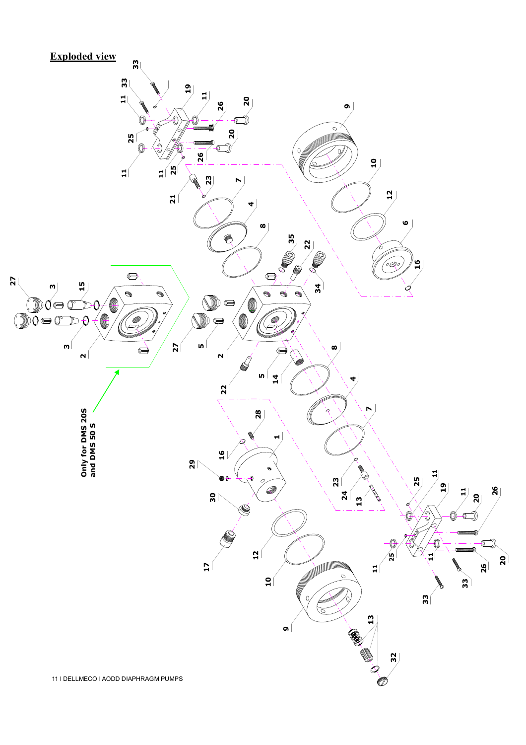## Exploded view

Only for DMS 20S and DMS 50 S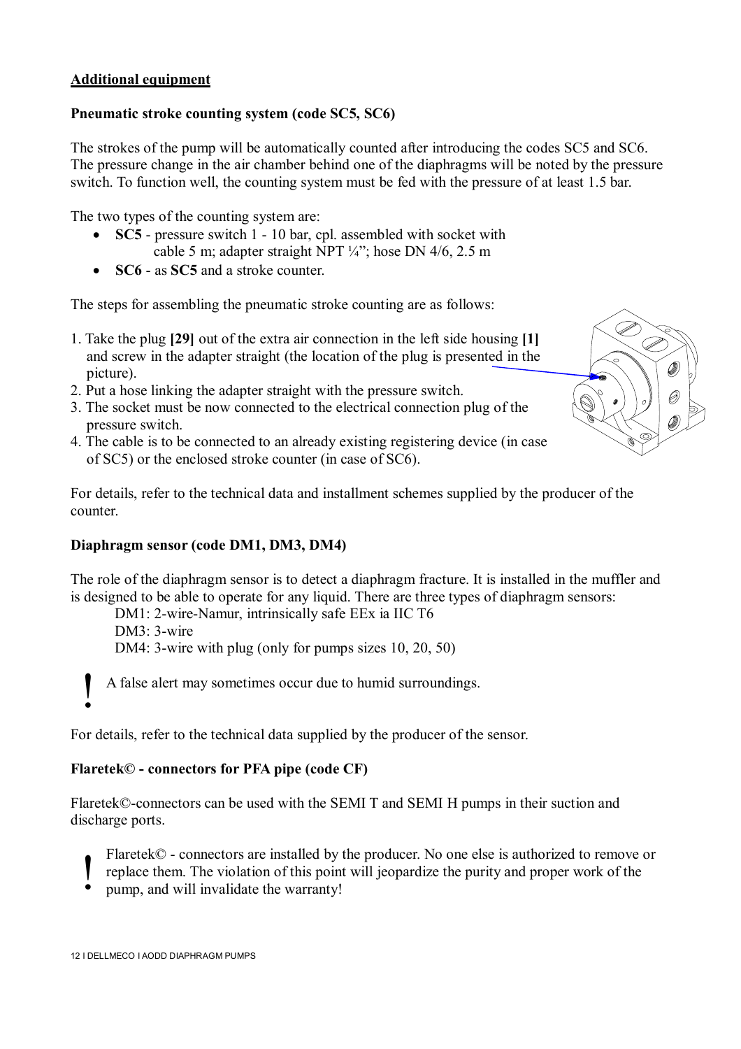## Additional equipment

### Pneumatic stroke counting system (code SC5, SC6)

The strokes of the pump will be automatically counted after introducing the codes SC5 and SC6. The pressure change in the air chamber behind one of the diaphragms will be noted by the pressure switch. To function well, the counting system must be fed with the pressure of at least 1.5 bar.

The two types of the counting system are:

- **SC5** - pressure switch 1 - 10 bar, cpl. assembled with socket with cable 5 m; adapter straight NPT ¼"; hose DN 4/6, 2.5 m
- **SC6** - as **SC5** and a stroke counter.

The steps for assembling the pneumatic stroke counting are as follows:

1. Take the plug **[29]** out of the extra air connection in the left side housing **[1]** and screw in the adapter straight (the location of the plug is presented in the picture).
2. Put a hose linking the adapter straight with the pressure switch.
3. The socket must be now connected to the electrical connection plug of the pressure switch.
4. The cable is to be connected to an already existing registering device (in case of SC5) or the enclosed stroke counter (in case of SC6).

For details, refer to the technical data and installment schemes supplied by the producer of the counter.

### Diaphragm sensor (code DM1, DM3, DM4)

The role of the diaphragm sensor is to detect a diaphragm fracture. It is installed in the muffler and is designed to be able to operate for any liquid. There are three types of diaphragm sensors:

DM1: 2-wire-Namur, intrinsically safe EEx ia IIC T6
DM3: 3-wire
DM4: 3-wire with plug (only for pumps sizes 10, 20, 50)

**!** A false alert may sometimes occur due to humid surroundings.

For details, refer to the technical data supplied by the producer of the sensor.

### Flaretek© - connectors for PFA pipe (code CF)

Flaretek©-connectors can be used with the SEMI T and SEMI H pumps in their suction and discharge ports.

**!** Flaretek© - connectors are installed by the producer. No one else is authorized to remove or replace them. The violation of this point will jeopardize the purity and proper work of the pump, and will invalidate the warranty!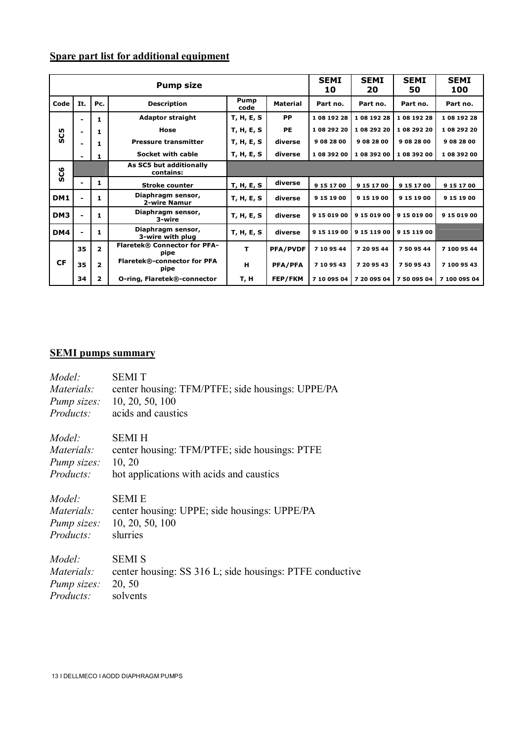**Spare part list for additional equipment**

| Pump size | | | | | | SEMI 10 | SEMI 20 | SEMI 50 | SEMI 100 |
|---|---|---|---|---|---|---|---|---|---|
| Code | It. | Pc. | Description | Pump code | Material | Part no. | Part no. | Part no. | Part no. |
| SC5 | - | 1 | Adaptor straight | T, H, E, S | PP | 1 08 192 28 | 1 08 192 28 | 1 08 192 28 | 1 08 192 28 |
| | - | 1 | Hose | T, H, E, S | PE | 1 08 292 20 | 1 08 292 20 | 1 08 292 20 | 1 08 292 20 |
| | - | 1 | Pressure transmitter | T, H, E, S | diverse | 9 08 28 00 | 9 08 28 00 | 9 08 28 00 | 9 08 28 00 |
| | - | 1 | Socket with cable | T, H, E, S | diverse | 1 08 392 00 | 1 08 392 00 | 1 08 392 00 | 1 08 392 00 |
| SC6 | | | As SC5 but additionally contains: | | | | | | |
| | - | 1 | Stroke counter | T, H, E, S | diverse | 9 15 17 00 | 9 15 17 00 | 9 15 17 00 | 9 15 17 00 |
| DM1 | - | 1 | Diaphragm sensor, 2-wire Namur | T, H, E, S | diverse | 9 15 19 00 | 9 15 19 00 | 9 15 19 00 | 9 15 19 00 |
| DM3 | - | 1 | Diaphragm sensor, 3-wire | T, H, E, S | diverse | 9 15 019 00 | 9 15 019 00 | 9 15 019 00 | 9 15 019 00 |
| DM4 | - | 1 | Diaphragm sensor, 3-wire with plug | T, H, E, S | diverse | 9 15 119 00 | 9 15 119 00 | 9 15 119 00 | |
| CF | 35 | 2 | Flaretek® Connector for PFA-pipe | T | PFA/PVDF | 7 10 95 44 | 7 20 95 44 | 7 50 95 44 | 7 100 95 44 |
| | 35 | 2 | Flaretek®-connector for PFA pipe | H | PFA/PFA | 7 10 95 43 | 7 20 95 43 | 7 50 95 43 | 7 100 95 43 |
| | 34 | 2 | O-ring, Flaretek®-connector | T, H | FEP/FKM | 7 10 095 04 | 7 20 095 04 | 7 50 095 04 | 7 100 095 04 |

**SEMI pumps summary**

*Model:* SEMI T
*Materials:* center housing: TFM/PTFE; side housings: UPPE/PA
*Pump sizes:* 10, 20, 50, 100
*Products:* acids and caustics

*Model:* SEMI H
*Materials:* center housing: TFM/PTFE; side housings: PTFE
*Pump sizes:* 10, 20
*Products:* hot applications with acids and caustics

*Model:* SEMI E
*Materials:* center housing: UPPE; side housings: UPPE/PA
*Pump sizes:* 10, 20, 50, 100
*Products:* slurries

*Model:* SEMI S
*Materials:* center housing: SS 316 L; side housings: PTFE conductive
*Pump sizes:* 20, 50
*Products:* solvents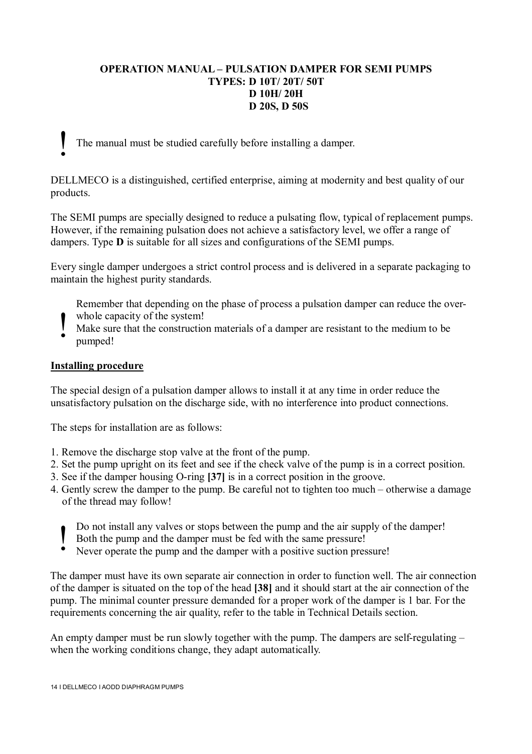**OPERATION MANUAL – PULSATION DAMPER FOR SEMI PUMPS**
**TYPES: D 10T/ 20T/ 50T**
**D 10H/ 20H**
**D 20S, D 50S**

! The manual must be studied carefully before installing a damper.

DELLMECO is a distinguished, certified enterprise, aiming at modernity and best quality of our products.

The SEMI pumps are specially designed to reduce a pulsating flow, typical of replacement pumps. However, if the remaining pulsation does not achieve a satisfactory level, we offer a range of dampers. Type **D** is suitable for all sizes and configurations of the SEMI pumps.

Every single damper undergoes a strict control process and is delivered in a separate packaging to maintain the highest purity standards.

! Remember that depending on the phase of process a pulsation damper can reduce the over-whole capacity of the system!
Make sure that the construction materials of a damper are resistant to the medium to be pumped!

**Installing procedure**

The special design of a pulsation damper allows to install it at any time in order reduce the unsatisfactory pulsation on the discharge side, with no interference into product connections.

The steps for installation are as follows:

1. Remove the discharge stop valve at the front of the pump.
2. Set the pump upright on its feet and see if the check valve of the pump is in a correct position.
3. See if the damper housing O-ring **[37]** is in a correct position in the groove.
4. Gently screw the damper to the pump. Be careful not to tighten too much – otherwise a damage of the thread may follow!

! Do not install any valves or stops between the pump and the air supply of the damper!
Both the pump and the damper must be fed with the same pressure!
Never operate the pump and the damper with a positive suction pressure!

The damper must have its own separate air connection in order to function well. The air connection of the damper is situated on the top of the head **[38]** and it should start at the air connection of the pump. The minimal counter pressure demanded for a proper work of the damper is 1 bar. For the requirements concerning the air quality, refer to the table in Technical Details section.

An empty damper must be run slowly together with the pump. The dampers are self-regulating – when the working conditions change, they adapt automatically.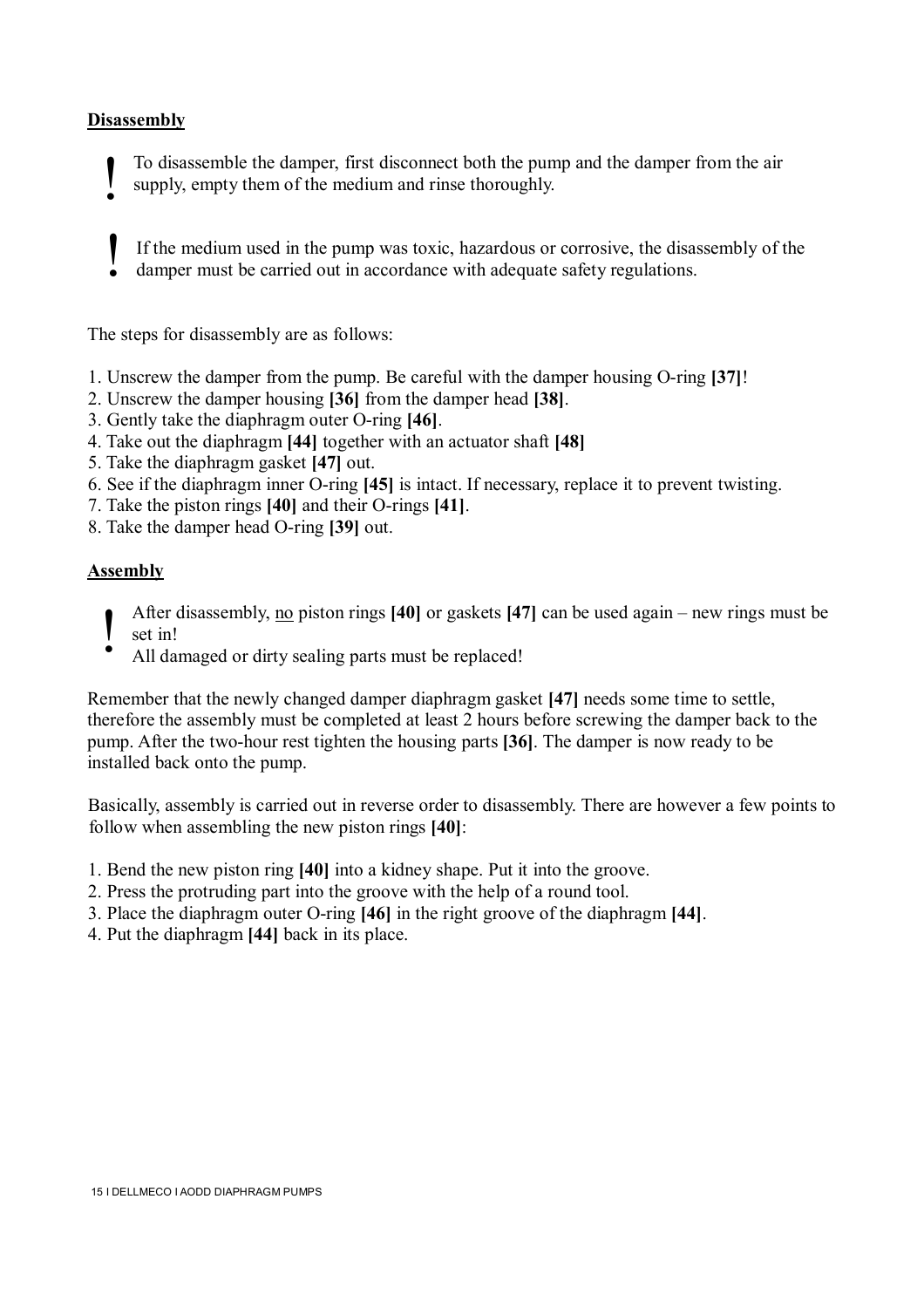## **Disassembly**

**!** To disassemble the damper, first disconnect both the pump and the damper from the air supply, empty them of the medium and rinse thoroughly.

**!** If the medium used in the pump was toxic, hazardous or corrosive, the disassembly of the damper must be carried out in accordance with adequate safety regulations.

The steps for disassembly are as follows:

1. Unscrew the damper from the pump. Be careful with the damper housing O-ring **[37]**!
2. Unscrew the damper housing **[36]** from the damper head **[38]**.
3. Gently take the diaphragm outer O-ring **[46]**.
4. Take out the diaphragm **[44]** together with an actuator shaft **[48]**
5. Take the diaphragm gasket **[47]** out.
6. See if the diaphragm inner O-ring **[45]** is intact. If necessary, replace it to prevent twisting.
7. Take the piston rings **[40]** and their O-rings **[41]**.
8. Take the damper head O-ring **[39]** out.

## **Assembly**

**!** After disassembly, <u>no</u> piston rings **[40]** or gaskets **[47]** can be used again – new rings must be set in!
All damaged or dirty sealing parts must be replaced!

Remember that the newly changed damper diaphragm gasket **[47]** needs some time to settle, therefore the assembly must be completed at least 2 hours before screwing the damper back to the pump. After the two-hour rest tighten the housing parts **[36]**. The damper is now ready to be installed back onto the pump.

Basically, assembly is carried out in reverse order to disassembly. There are however a few points to follow when assembling the new piston rings **[40]**:

1. Bend the new piston ring **[40]** into a kidney shape. Put it into the groove.
2. Press the protruding part into the groove with the help of a round tool.
3. Place the diaphragm outer O-ring **[46]** in the right groove of the diaphragm **[44]**.
4. Put the diaphragm **[44]** back in its place.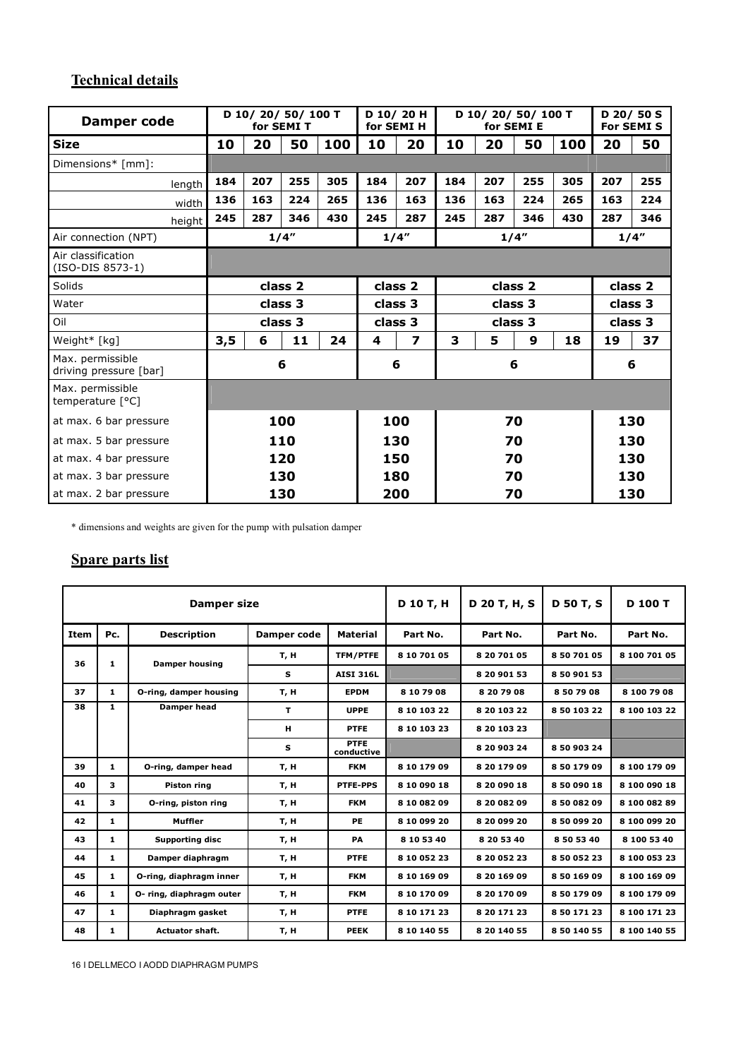## Technical details

| Damper code | D 10/ 20/ 50/ 100 T for SEMI T | | | | D 10/ 20 H for SEMI H | | D 10/ 20/ 50/ 100 T for SEMI E | | | | D 20/ 50 S For SEMI S | |
|---|---|---|---|---|---|---|---|---|---|---|---|---|
| **Size** | 10 | 20 | 50 | 100 | 10 | 20 | 10 | 20 | 50 | 100 | 20 | 50 |
| Dimensions* [mm]: | | | | | | | | | | | | |
| length | 184 | 207 | 255 | 305 | 184 | 207 | 184 | 207 | 255 | 305 | 207 | 255 |
| width | 136 | 163 | 224 | 265 | 136 | 163 | 136 | 163 | 224 | 265 | 163 | 224 |
| height | 245 | 287 | 346 | 430 | 245 | 287 | 245 | 287 | 346 | 430 | 287 | 346 |
| Air connection (NPT) | 1/4" | | | | 1/4" | | 1/4" | | | | 1/4" | |
| Air classification (ISO-DIS 8573-1) | | | | | | | | | | | | |
| Solids | class 2 | | | | class 2 | | class 2 | | | | class 2 | |
| Water | class 3 | | | | class 3 | | class 3 | | | | class 3 | |
| Oil | class 3 | | | | class 3 | | class 3 | | | | class 3 | |
| Weight* [kg] | 3,5 | 6 | 11 | 24 | 4 | 7 | 3 | 5 | 9 | 18 | 19 | 37 |
| Max. permissible driving pressure [bar] | 6 | | | | 6 | | 6 | | | | 6 | |
| Max. permissible temperature [°C] | | | | | | | | | | | | |
| at max. 6 bar pressure | 100 | | | | 100 | | 70 | | | | 130 | |
| at max. 5 bar pressure | 110 | | | | 130 | | 70 | | | | 130 | |
| at max. 4 bar pressure | 120 | | | | 150 | | 70 | | | | 130 | |
| at max. 3 bar pressure | 130 | | | | 180 | | 70 | | | | 130 | |
| at max. 2 bar pressure | 130 | | | | 200 | | 70 | | | | 130 | |

\* dimensions and weights are given for the pump with pulsation damper

## Spare parts list

| Damper size | | | | | D 10 T, H | D 20 T, H, S | D 50 T, S | D 100 T |
|---|---|---|---|---|---|---|---|---|
| **Item** | **Pc.** | **Description** | **Damper code** | **Material** | **Part No.** | **Part No.** | **Part No.** | **Part No.** |
| 36 | 1 | Damper housing | T, H | TFM/PTFE | 8 10 701 05 | 8 20 701 05 | 8 50 701 05 | 8 100 701 05 |
| | | | S | AISI 316L | | 8 20 901 53 | 8 50 901 53 | |
| 37 | 1 | O-ring, damper housing | T, H | EPDM | 8 10 79 08 | 8 20 79 08 | 8 50 79 08 | 8 100 79 08 |
| 38 | 1 | Damper head | T | UPPE | 8 10 103 22 | 8 20 103 22 | 8 50 103 22 | 8 100 103 22 |
| | | | H | PTFE | 8 10 103 23 | 8 20 103 23 | | |
| | | | S | PTFE conductive | | 8 20 903 24 | 8 50 903 24 | |
| 39 | 1 | O-ring, damper head | T, H | FKM | 8 10 179 09 | 8 20 179 09 | 8 50 179 09 | 8 100 179 09 |
| 40 | 3 | Piston ring | T, H | PTFE-PPS | 8 10 090 18 | 8 20 090 18 | 8 50 090 18 | 8 100 090 18 |
| 41 | 3 | O-ring, piston ring | T, H | FKM | 8 10 082 09 | 8 20 082 09 | 8 50 082 09 | 8 100 082 89 |
| 42 | 1 | Muffler | T, H | PE | 8 10 099 20 | 8 20 099 20 | 8 50 099 20 | 8 100 099 20 |
| 43 | 1 | Supporting disc | T, H | PA | 8 10 53 40 | 8 20 53 40 | 8 50 53 40 | 8 100 53 40 |
| 44 | 1 | Damper diaphragm | T, H | PTFE | 8 10 052 23 | 8 20 052 23 | 8 50 052 23 | 8 100 053 23 |
| 45 | 1 | O-ring, diaphragm inner | T, H | FKM | 8 10 169 09 | 8 20 169 09 | 8 50 169 09 | 8 100 169 09 |
| 46 | 1 | O- ring, diaphragm outer | T, H | FKM | 8 10 170 09 | 8 20 170 09 | 8 50 179 09 | 8 100 179 09 |
| 47 | 1 | Diaphragm gasket | T, H | PTFE | 8 10 171 23 | 8 20 171 23 | 8 50 171 23 | 8 100 171 23 |
| 48 | 1 | Actuator shaft. | T, H | PEEK | 8 10 140 55 | 8 20 140 55 | 8 50 140 55 | 8 100 140 55 |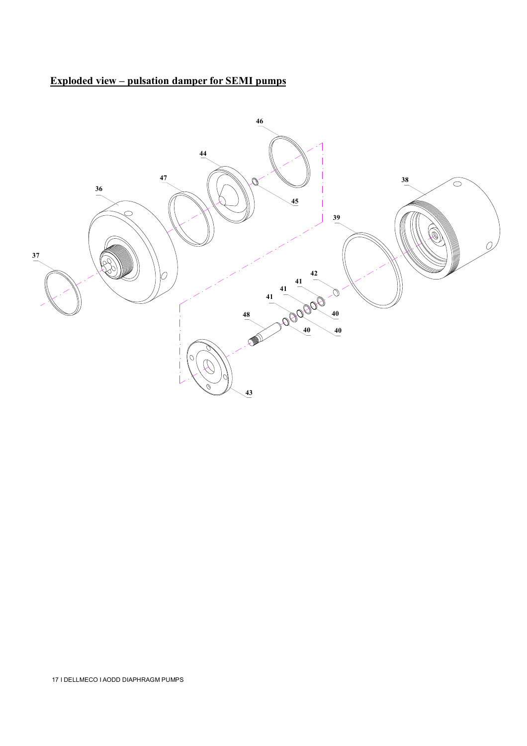## Exploded view – pulsation damper for SEMI pumps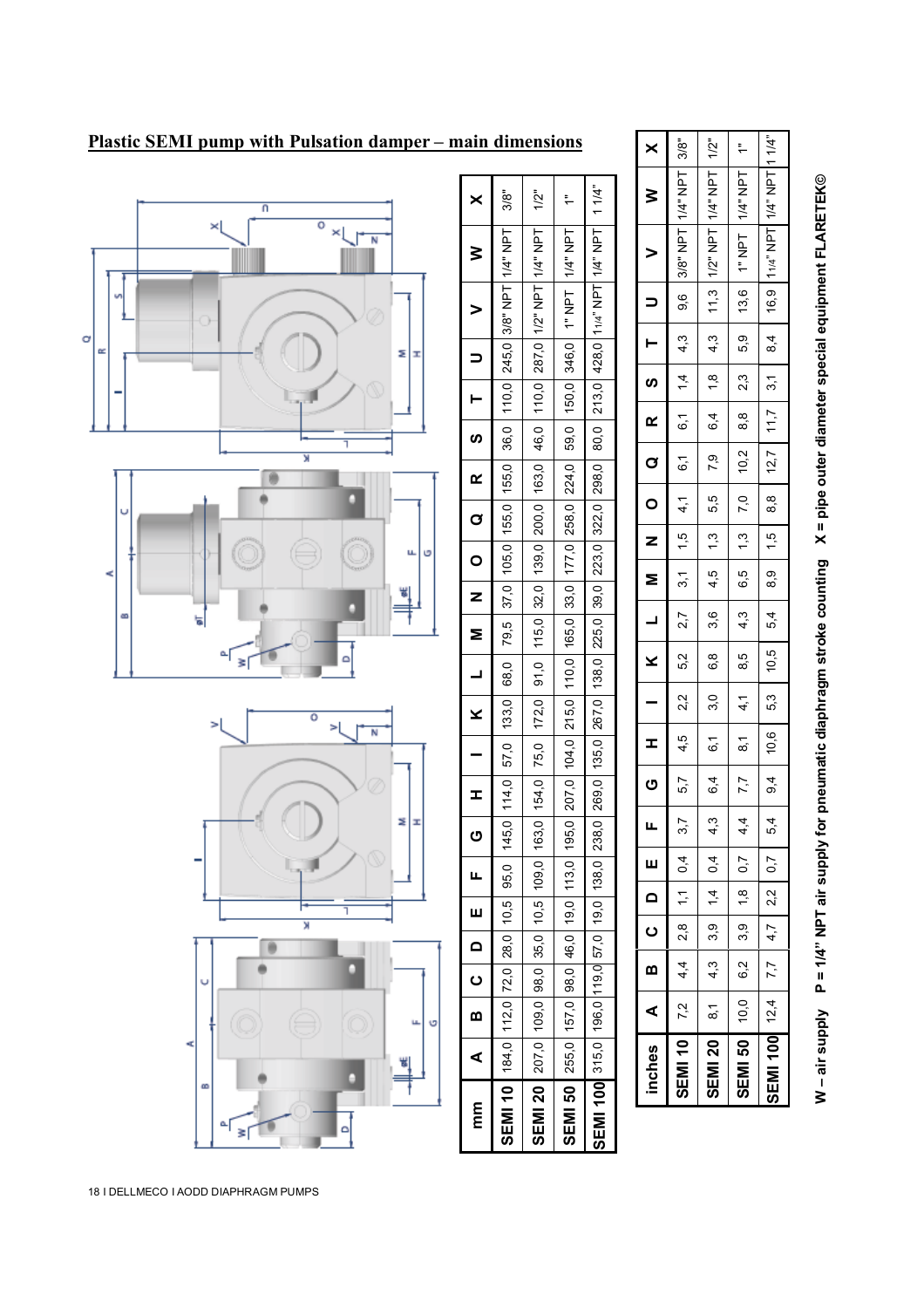## Plastic SEMI pump with Pulsation damper – main dimensions

| mm | A | B | C | D | E | F | G | H | I | K | L | M | N | O | Q | R | S | T | U | V | W | X |
|---|---|---|---|---|---|---|---|---|---|---|---|---|---|---|---|---|---|---|---|---|---|---|
| SEMI 10 | 184,0 | 112,0 | 72,0 | 28,0 | 10,5 | 95,0 | 145,0 | 114,0 | 57,0 | 133,0 | 68,0 | 79,5 | 37,0 | 105,0 | 155,0 | 155,0 | 36,0 | 110,0 | 245,0 | 3/8" NPT | 1/4" NPT | 3/8" |
| SEMI 20 | 207,0 | 109,0 | 98,0 | 35,0 | 10,5 | 109,0 | 163,0 | 154,0 | 75,0 | 172,0 | 91,0 | 115,0 | 32,0 | 139,0 | 200,0 | 163,0 | 46,0 | 110,0 | 287,0 | 1/2" NPT | 1/4" NPT | 1/2" |
| SEMI 50 | 255,0 | 157,0 | 98,0 | 46,0 | 19,0 | 113,0 | 195,0 | 207,0 | 104,0 | 215,0 | 110,0 | 165,0 | 33,0 | 177,0 | 258,0 | 224,0 | 59,0 | 150,0 | 346,0 | 1" NPT | 1/4" NPT | 1" |
| SEMI 100 | 315,0 | 196,0 | 119,0 | 57,0 | 19,0 | 138,0 | 238,0 | 269,0 | 135,0 | 267,0 | 138,0 | 225,0 | 39,0 | 223,0 | 322,0 | 298,0 | 80,0 | 213,0 | 428,0 | 1¼" NPT | 1/4" NPT | 1 1/4" |

| inches | A | B | C | D | E | F | G | H | I | K | L | M | N | O | Q | R | S | T | U | V | W | X |
|---|---|---|---|---|---|---|---|---|---|---|---|---|---|---|---|---|---|---|---|---|---|---|
| SEMI 10 | 7,2 | 4,4 | 2,8 | 1,1 | 0,4 | 3,7 | 5,7 | 4,5 | 2,2 | 5,2 | 2,7 | 3,1 | 1,5 | 4,1 | 6,1 | 6,1 | 1,4 | 4,3 | 9,6 | 3/8" NPT | 1/4" NPT | 3/8" |
| SEMI 20 | 8,1 | 4,3 | 3,9 | 1,4 | 0,4 | 4,3 | 6,4 | 6,1 | 3,0 | 6,8 | 3,6 | 4,5 | 1,3 | 5,5 | 7,9 | 6,4 | 1,8 | 4,3 | 11,3 | 1/2" NPT | 1/4" NPT | 1/2" |
| SEMI 50 | 10,0 | 6,2 | 3,9 | 1,8 | 0,7 | 4,4 | 7,7 | 8,1 | 4,1 | 8,5 | 4,3 | 6,5 | 1,3 | 7,0 | 10,2 | 8,8 | 2,3 | 5,9 | 13,6 | 1" NPT | 1/4" NPT | 1" |
| SEMI 100 | 12,4 | 7,7 | 4,7 | 2,2 | 0,7 | 5,4 | 9,4 | 10,6 | 5,3 | 10,5 | 5,4 | 8,9 | 1,5 | 8,8 | 12,7 | 11,7 | 3,1 | 8,4 | 16,9 | 1¼" NPT | 1/4" NPT | 1 1/4" |

**W – air supply  P = 1/4" NPT air supply for pneumatic diaphragm stroke counting  X = pipe outer diameter special equipment FLARETEK©**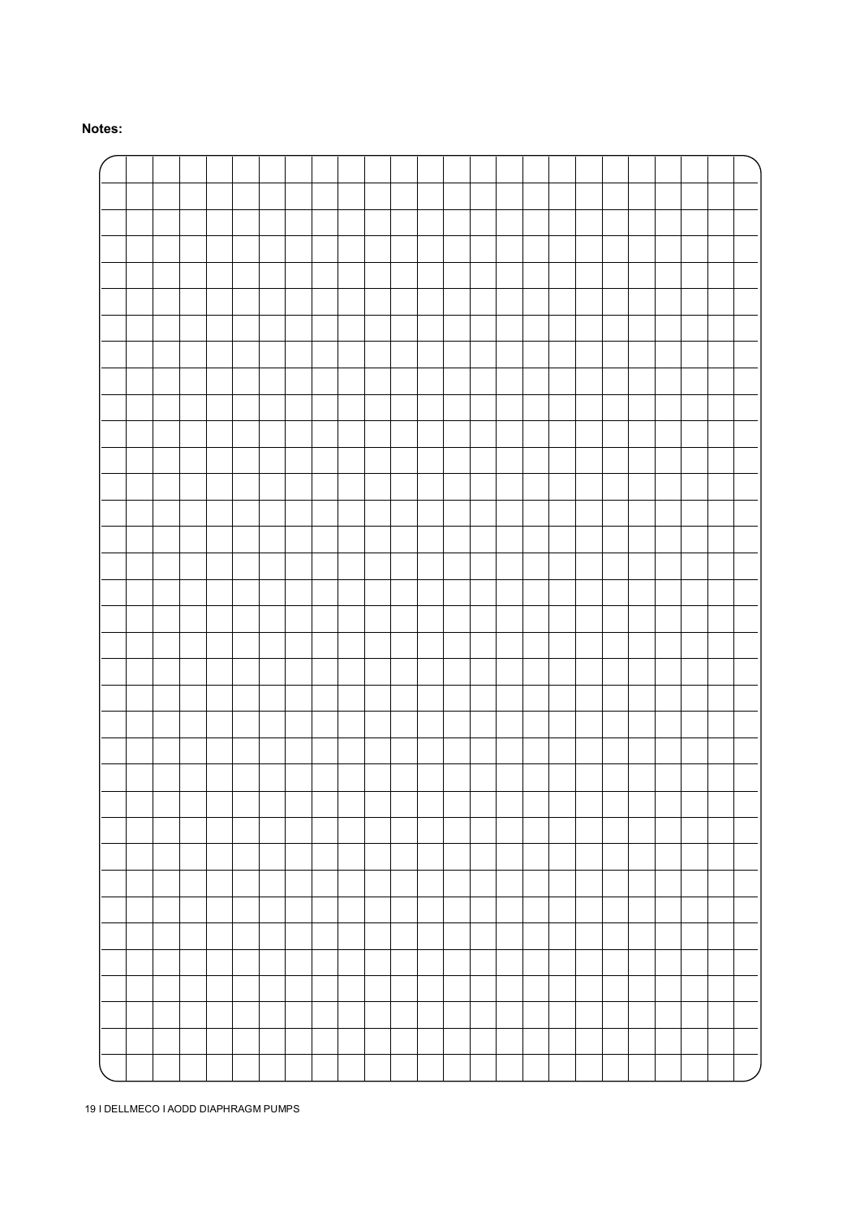**Notes:**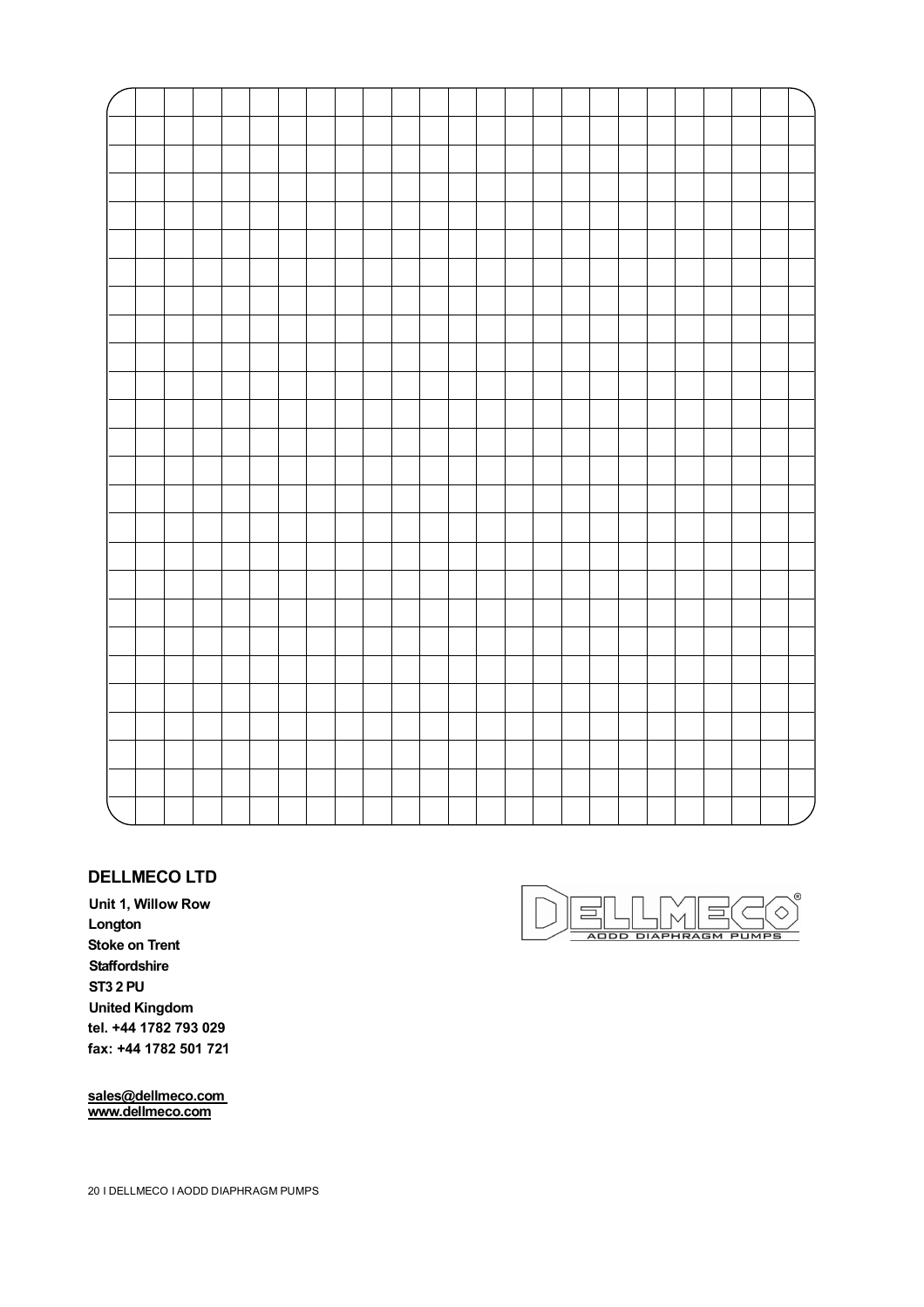## DELLMECO LTD

**Unit 1, Willow Row**
**Longton**
**Stoke on Trent**
**Staffordshire**
**ST3 2 PU**
**United Kingdom**
**tel. +44 1782 793 029**
**fax: +44 1782 501 721**

**sales@dellmeco.com**
**www.dellmeco.com**

DELLMECO
AODD DIAPHRAGM PUMPS